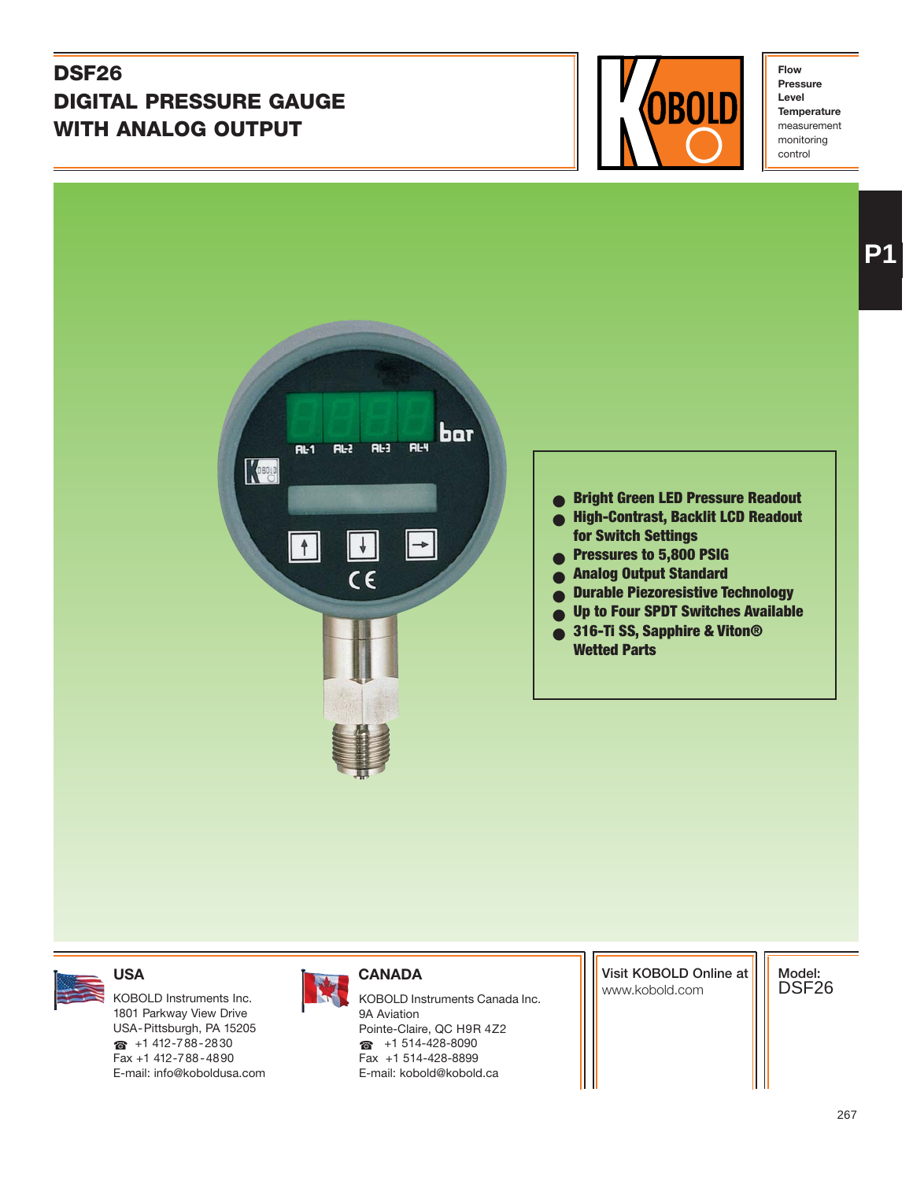# DSF26
# DIGITAL PRESSURE GAUGE WITH ANALOG OUTPUT

**Flow**
**Pressure**
**Level**
**Temperature**
measurement
monitoring
control

P1

- **Bright Green LED Pressure Readout**
- **High-Contrast, Backlit LCD Readout for Switch Settings**
- **Pressures to 5,800 PSIG**
- **Analog Output Standard**
- **Durable Piezoresistive Technology**
- **Up to Four SPDT Switches Available**
- **316-Ti SS, Sapphire & Viton® Wetted Parts**

### USA

KOBOLD Instruments Inc.
1801 Parkway View Drive
USA-Pittsburgh, PA 15205
☎ +1 412-788-2830
Fax +1 412-788-4890
E-mail: info@koboldusa.com

### CANADA

KOBOLD Instruments Canada Inc.
9A Aviation
Pointe-Claire, QC H9R 4Z2
☎ +1 514-428-8090
Fax +1 514-428-8899
E-mail: kobold@kobold.ca

Visit KOBOLD Online at
www.kobold.com

Model:
DSF26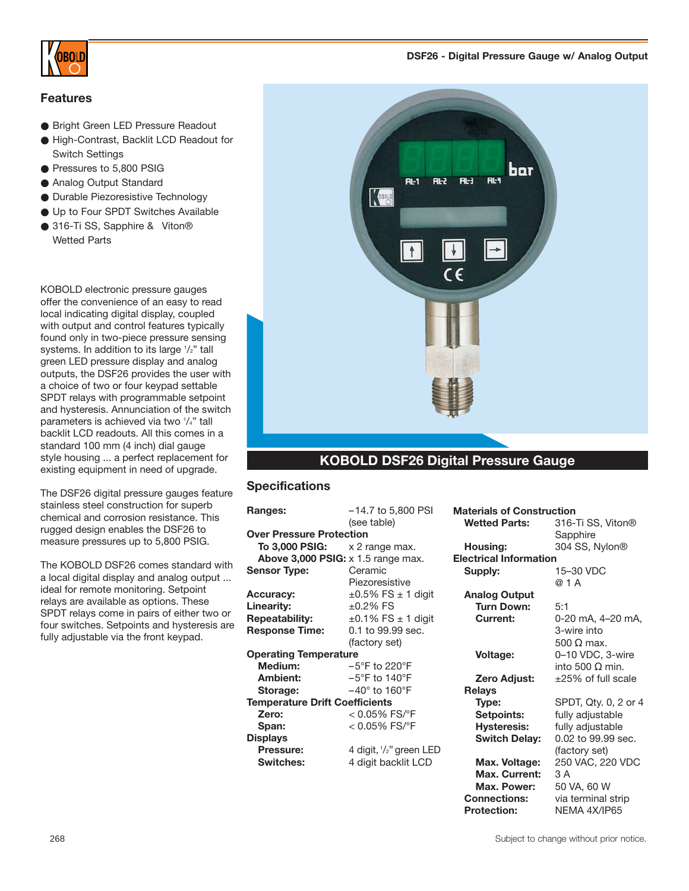DSF26 - Digital Pressure Gauge w/ Analog Output

## Features

- Bright Green LED Pressure Readout
- High-Contrast, Backlit LCD Readout for Switch Settings
- Pressures to 5,800 PSIG
- Analog Output Standard
- Durable Piezoresistive Technology
- Up to Four SPDT Switches Available
- 316-Ti SS, Sapphire & Viton® Wetted Parts

KOBOLD electronic pressure gauges offer the convenience of an easy to read local indicating digital display, coupled with output and control features typically found only in two-piece pressure sensing systems. In addition to its large ½" tall green LED pressure display and analog outputs, the DSF26 provides the user with a choice of two or four keypad settable SPDT relays with programmable setpoint and hysteresis. Annunciation of the switch parameters is achieved via two ¼" tall backlit LCD readouts. All this comes in a standard 100 mm (4 inch) dial gauge style housing ... a perfect replacement for existing equipment in need of upgrade.

The DSF26 digital pressure gauges feature stainless steel construction for superb chemical and corrosion resistance. This rugged design enables the DSF26 to measure pressures up to 5,800 PSIG.

The KOBOLD DSF26 comes standard with a local digital display and analog output ... ideal for remote monitoring. Setpoint relays are available as options. These SPDT relays come in pairs of either two or four switches. Setpoints and hysteresis are fully adjustable via the front keypad.

## KOBOLD DSF26 Digital Pressure Gauge

## Specifications

**Ranges:** −14.7 to 5,800 PSI (see table)

**Over Pressure Protection**
- **To 3,000 PSIG:** x 2 range max.
- **Above 3,000 PSIG:** x 1.5 range max.

**Sensor Type:** Ceramic Piezoresistive

**Accuracy:** ±0.5% FS ± 1 digit

**Linearity:** ±0.2% FS

**Repeatability:** ±0.1% FS ± 1 digit

**Response Time:** 0.1 to 99.99 sec. (factory set)

**Operating Temperature**
- **Medium:** −5°F to 220°F
- **Ambient:** −5°F to 140°F
- **Storage:** −40° to 160°F

**Temperature Drift Coefficients**
- **Zero:** < 0.05% FS/°F
- **Span:** < 0.05% FS/°F

**Displays**
- **Pressure:** 4 digit, ½" green LED
- **Switches:** 4 digit backlit LCD

**Materials of Construction**
- **Wetted Parts:** 316-Ti SS, Viton® Sapphire
- **Housing:** 304 SS, Nylon®

**Electrical Information**
- **Supply:** 15–30 VDC @ 1 A
- **Analog Output**
  - **Turn Down:** 5:1
  - **Current:** 0-20 mA, 4–20 mA, 3-wire into 500 Ω max.
  - **Voltage:** 0–10 VDC, 3-wire into 500 Ω min.
  - **Zero Adjust:** ±25% of full scale
- **Relays**
  - **Type:** SPDT, Qty. 0, 2 or 4
  - **Setpoints:** fully adjustable
  - **Hysteresis:** fully adjustable
  - **Switch Delay:** 0.02 to 99.99 sec. (factory set)
  - **Max. Voltage:** 250 VAC, 220 VDC
  - **Max. Current:** 3 A
  - **Max. Power:** 50 VA, 60 W
- **Connections:** via terminal strip
- **Protection:** NEMA 4X/IP65

Subject to change without prior notice.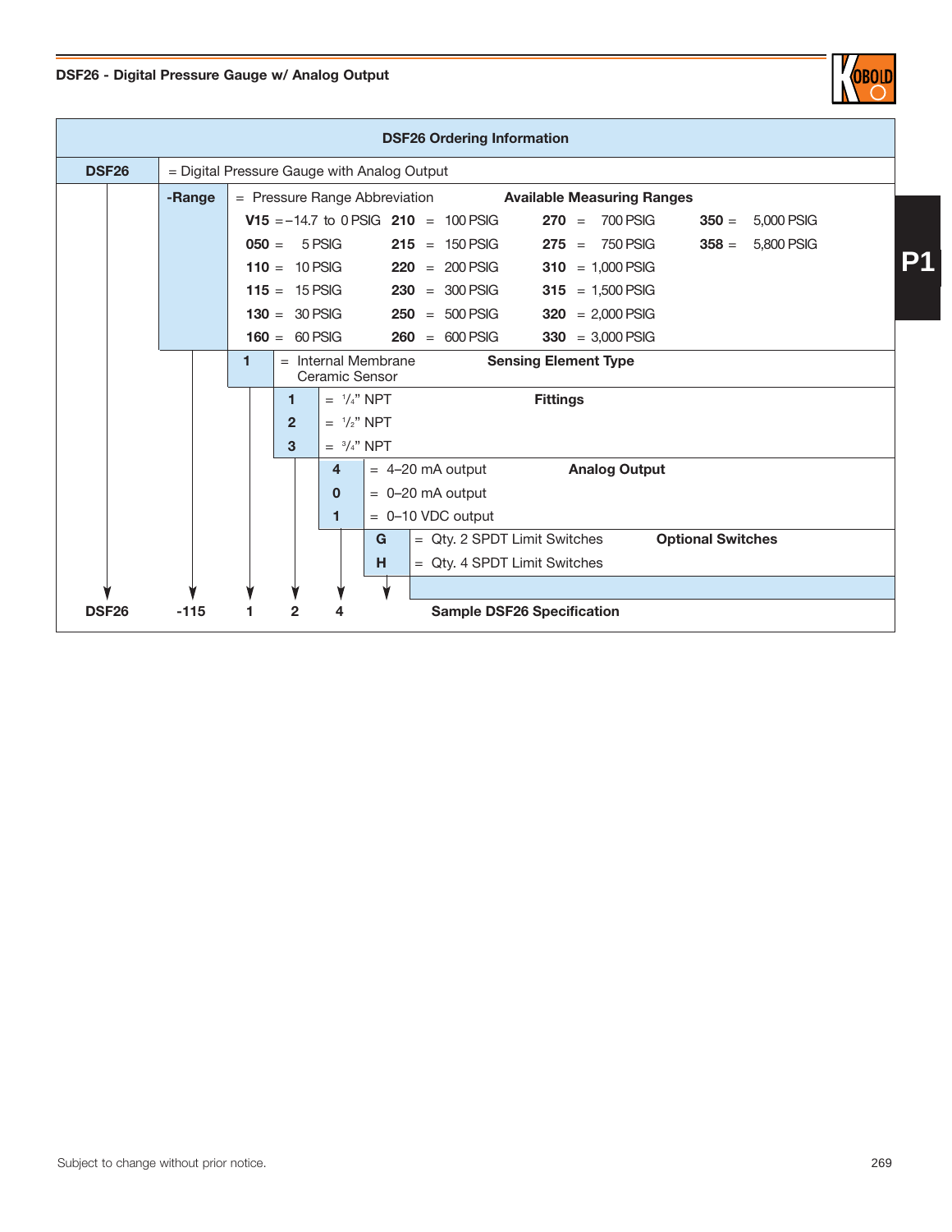## DSF26 - Digital Pressure Gauge w/ Analog Output

### DSF26 Ordering Information

| Code | Description |
|---|---|
| **DSF26** | = Digital Pressure Gauge with Analog Output |

**-Range** = Pressure Range Abbreviation — **Available Measuring Ranges**

| Code | Range | Code | Range | Code | Range | Code | Range |
|---|---|---|---|---|---|---|---|
| **V15** | = −14.7 to 0 PSIG | **210** | = 100 PSIG | **270** | = 700 PSIG | **350** | = 5,000 PSIG |
| **050** | = 5 PSIG | **215** | = 150 PSIG | **275** | = 750 PSIG | **358** | = 5,800 PSIG |
| **110** | = 10 PSIG | **220** | = 200 PSIG | **310** | = 1,000 PSIG | | |
| **115** | = 15 PSIG | **230** | = 300 PSIG | **315** | = 1,500 PSIG | | |
| **130** | = 30 PSIG | **250** | = 500 PSIG | **320** | = 2,000 PSIG | | |
| **160** | = 60 PSIG | **260** | = 600 PSIG | **330** | = 3,000 PSIG | | |

**Sensing Element Type**

| Code | Description |
|---|---|
| **1** | = Internal Membrane Ceramic Sensor |

**Fittings**

| Code | Description |
|---|---|
| **1** | = 1/4" NPT |
| **2** | = 1/2" NPT |
| **3** | = 3/4" NPT |

**Analog Output**

| Code | Description |
|---|---|
| **4** | = 4–20 mA output |
| **0** | = 0–20 mA output |
| **1** | = 0–10 VDC output |

**Optional Switches**

| Code | Description |
|---|---|
| **G** | = Qty. 2 SPDT Limit Switches |
| **H** | = Qty. 4 SPDT Limit Switches |

**Sample DSF26 Specification**

| DSF26 | -115 | 1 | 2 | 4 | |
|---|---|---|---|---|---|

Subject to change without prior notice.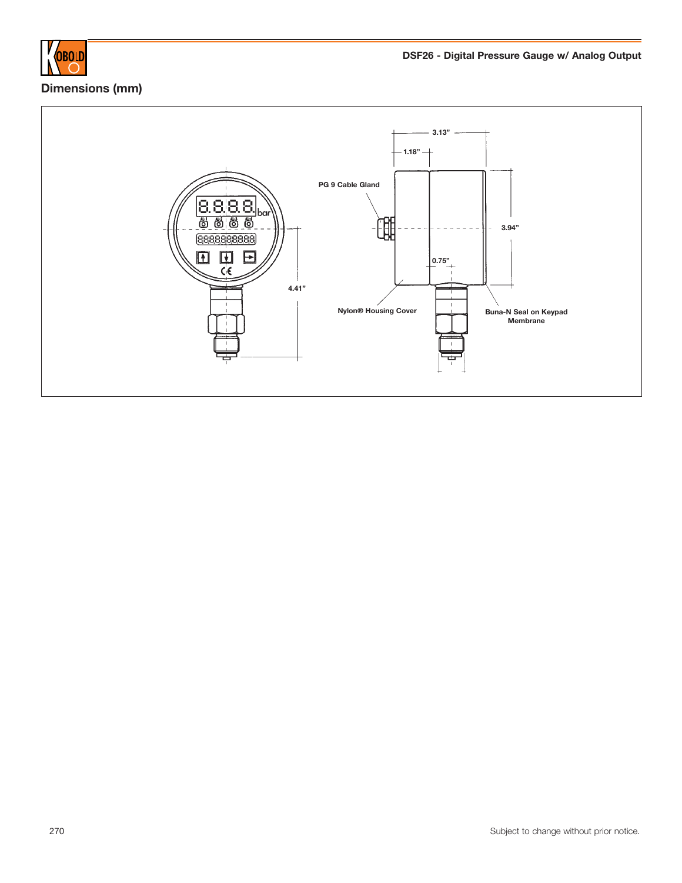## Dimensions (mm)

3.13"

1.18"

PG 9 Cable Gland

3.94"

0.75"

4.41"

Nylon® Housing Cover

Buna-N Seal on Keypad Membrane

Subject to change without prior notice.